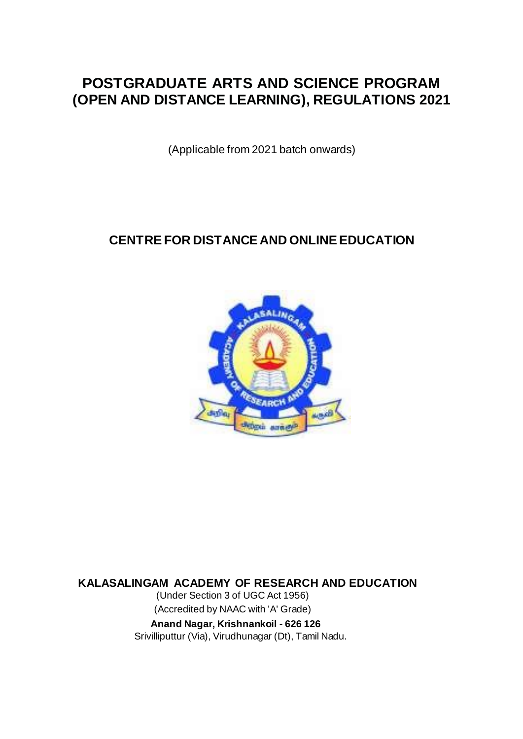# POSTGRADUATE ARTS AND SCIENCE PROGRAM (OPEN AND DISTANCE LEARNING), REGULATIONS 2021

(Applicable from 2021 batch onwards)

## CENTRE FOR DISTANCE AND ONLINE EDUCATION

**KALASALINGAM ACADEMY OF RESEARCH AND EDUCATION**

(Under Section 3 of UGC Act 1956)

(Accredited by NAAC with 'A' Grade)

**Anand Nagar, Krishnankoil - 626 126**

Srivilliputtur (Via), Virudhunagar (Dt), Tamil Nadu.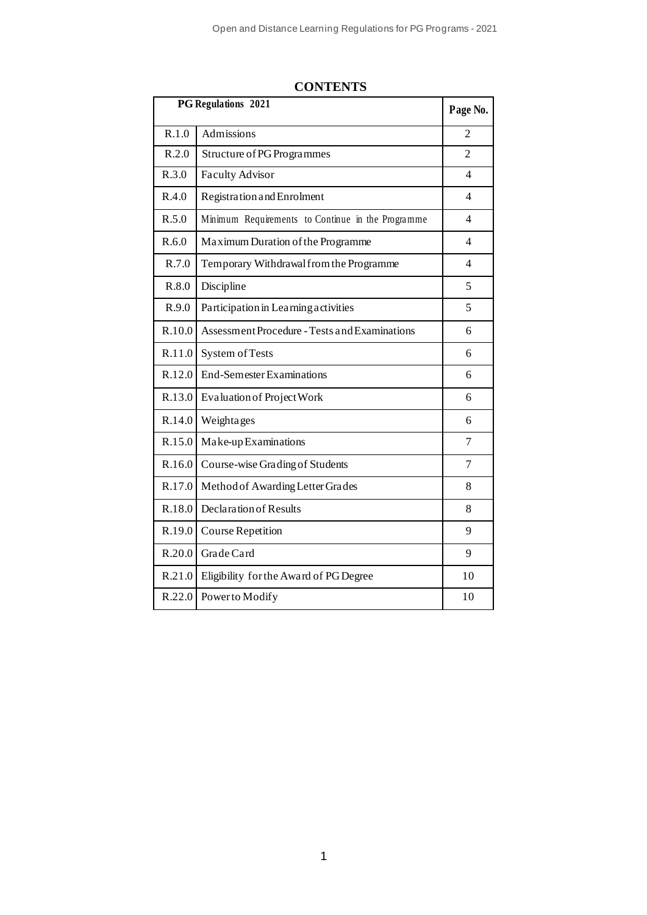# CONTENTS

| PG Regulations 2021 | | Page No. |
|---|---|---|
| R.1.0 | Admissions | 2 |
| R.2.0 | Structure of PG Programmes | 2 |
| R.3.0 | Faculty Advisor | 4 |
| R.4.0 | Registration and Enrolment | 4 |
| R.5.0 | Minimum Requirements to Continue in the Programme | 4 |
| R.6.0 | Maximum Duration of the Programme | 4 |
| R.7.0 | Temporary Withdrawal from the Programme | 4 |
| R.8.0 | Discipline | 5 |
| R.9.0 | Participation in Learning activities | 5 |
| R.10.0 | Assessment Procedure - Tests and Examinations | 6 |
| R.11.0 | System of Tests | 6 |
| R.12.0 | End-Semester Examinations | 6 |
| R.13.0 | Evaluation of Project Work | 6 |
| R.14.0 | Weightages | 6 |
| R.15.0 | Make-up Examinations | 7 |
| R.16.0 | Course-wise Grading of Students | 7 |
| R.17.0 | Method of Awarding Letter Grades | 8 |
| R.18.0 | Declaration of Results | 8 |
| R.19.0 | Course Repetition | 9 |
| R.20.0 | Grade Card | 9 |
| R.21.0 | Eligibility for the Award of PG Degree | 10 |
| R.22.0 | Power to Modify | 10 |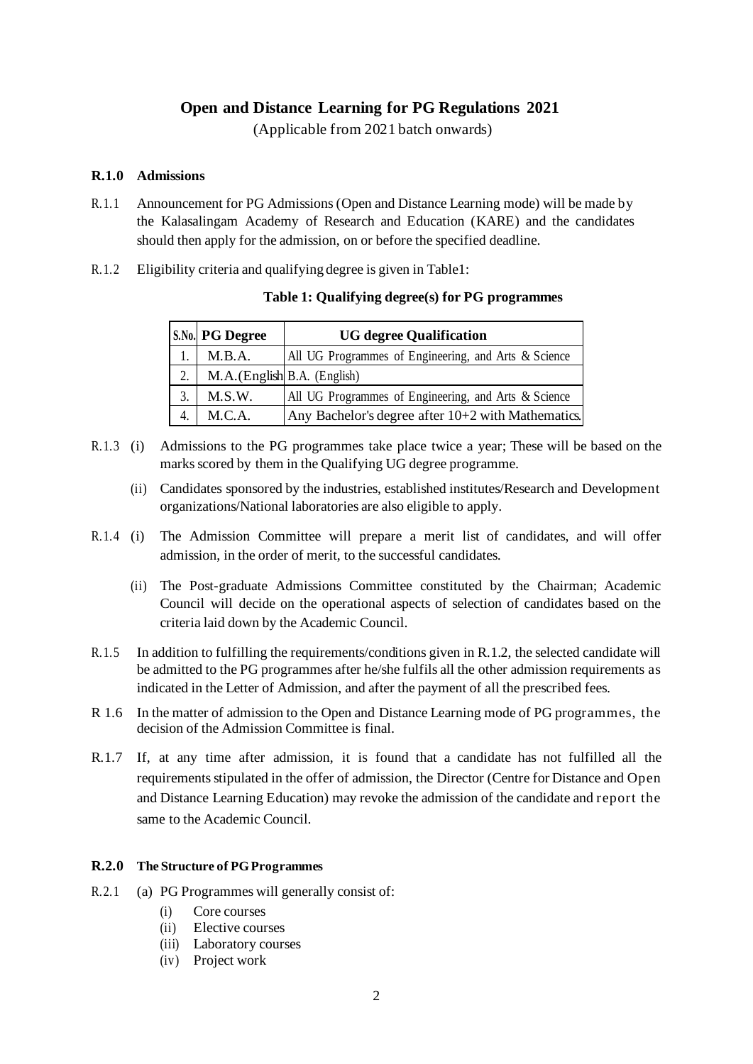# Open and Distance Learning for PG Regulations 2021

(Applicable from 2021 batch onwards)

## R.1.0 Admissions

R.1.1 Announcement for PG Admissions (Open and Distance Learning mode) will be made by the Kalasalingam Academy of Research and Education (KARE) and the candidates should then apply for the admission, on or before the specified deadline.

R.1.2 Eligibility criteria and qualifying degree is given in Table1:

**Table 1: Qualifying degree(s) for PG programmes**

| S.No. | PG Degree | UG degree Qualification |
|---|---|---|
| 1. | M.B.A. | All UG Programmes of Engineering, and Arts & Science |
| 2. | M.A.(English | B.A. (English) |
| 3. | M.S.W. | All UG Programmes of Engineering, and Arts & Science |
| 4. | M.C.A. | Any Bachelor's degree after 10+2 with Mathematics. |

R.1.3 (i) Admissions to the PG programmes take place twice a year; These will be based on the marks scored by them in the Qualifying UG degree programme.

(ii) Candidates sponsored by the industries, established institutes/Research and Development organizations/National laboratories are also eligible to apply.

R.1.4 (i) The Admission Committee will prepare a merit list of candidates, and will offer admission, in the order of merit, to the successful candidates.

(ii) The Post-graduate Admissions Committee constituted by the Chairman; Academic Council will decide on the operational aspects of selection of candidates based on the criteria laid down by the Academic Council.

R.1.5 In addition to fulfilling the requirements/conditions given in R.1.2, the selected candidate will be admitted to the PG programmes after he/she fulfils all the other admission requirements as indicated in the Letter of Admission, and after the payment of all the prescribed fees.

R 1.6 In the matter of admission to the Open and Distance Learning mode of PG programmes, the decision of the Admission Committee is final.

R.1.7 If, at any time after admission, it is found that a candidate has not fulfilled all the requirements stipulated in the offer of admission, the Director (Centre for Distance and Open and Distance Learning Education) may revoke the admission of the candidate and report the same to the Academic Council.

## R.2.0 The Structure of PG Programmes

R.2.1 (a) PG Programmes will generally consist of:

- (i) Core courses
- (ii) Elective courses
- (iii) Laboratory courses
- (iv) Project work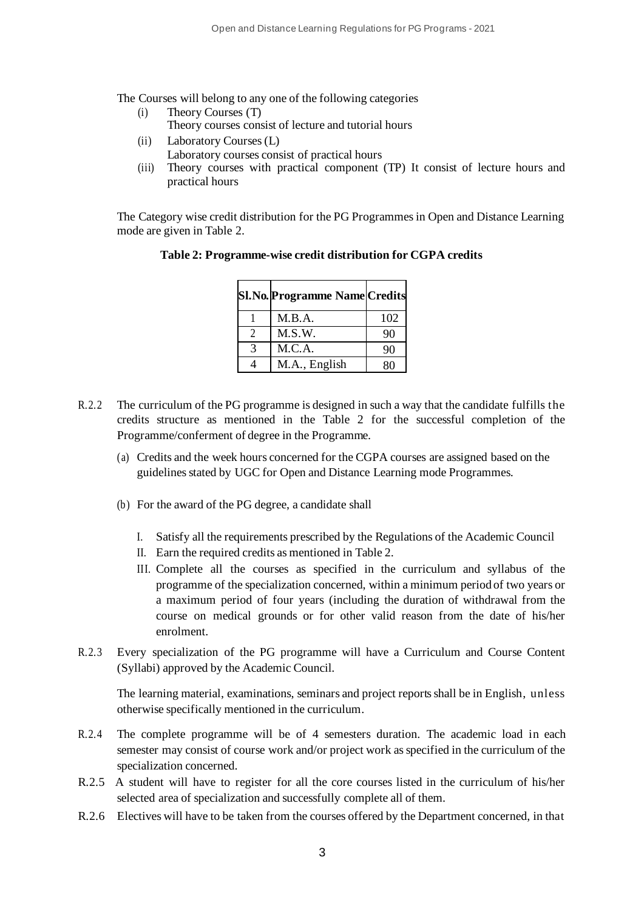The Courses will belong to any one of the following categories

(i) Theory Courses (T)
 Theory courses consist of lecture and tutorial hours
(ii) Laboratory Courses (L)
 Laboratory courses consist of practical hours
(iii) Theory courses with practical component (TP) It consist of lecture hours and practical hours

The Category wise credit distribution for the PG Programmes in Open and Distance Learning mode are given in Table 2.

**Table 2: Programme-wise credit distribution for CGPA credits**

| Sl.No. | Programme Name | Credits |
|---|---|---|
| 1 | M.B.A. | 102 |
| 2 | M.S.W. | 90 |
| 3 | M.C.A. | 90 |
| 4 | M.A., English | 80 |

R.2.2 The curriculum of the PG programme is designed in such a way that the candidate fulfills the credits structure as mentioned in the Table 2 for the successful completion of the Programme/conferment of degree in the Programme.

(a) Credits and the week hours concerned for the CGPA courses are assigned based on the guidelines stated by UGC for Open and Distance Learning mode Programmes.

(b) For the award of the PG degree, a candidate shall

I. Satisfy all the requirements prescribed by the Regulations of the Academic Council
II. Earn the required credits as mentioned in Table 2.
III. Complete all the courses as specified in the curriculum and syllabus of the programme of the specialization concerned, within a minimum period of two years or a maximum period of four years (including the duration of withdrawal from the course on medical grounds or for other valid reason from the date of his/her enrolment.

R.2.3 Every specialization of the PG programme will have a Curriculum and Course Content (Syllabi) approved by the Academic Council.

The learning material, examinations, seminars and project reports shall be in English, unless otherwise specifically mentioned in the curriculum.

R.2.4 The complete programme will be of 4 semesters duration. The academic load in each semester may consist of course work and/or project work as specified in the curriculum of the specialization concerned.

R.2.5 A student will have to register for all the core courses listed in the curriculum of his/her selected area of specialization and successfully complete all of them.

R.2.6 Electives will have to be taken from the courses offered by the Department concerned, in that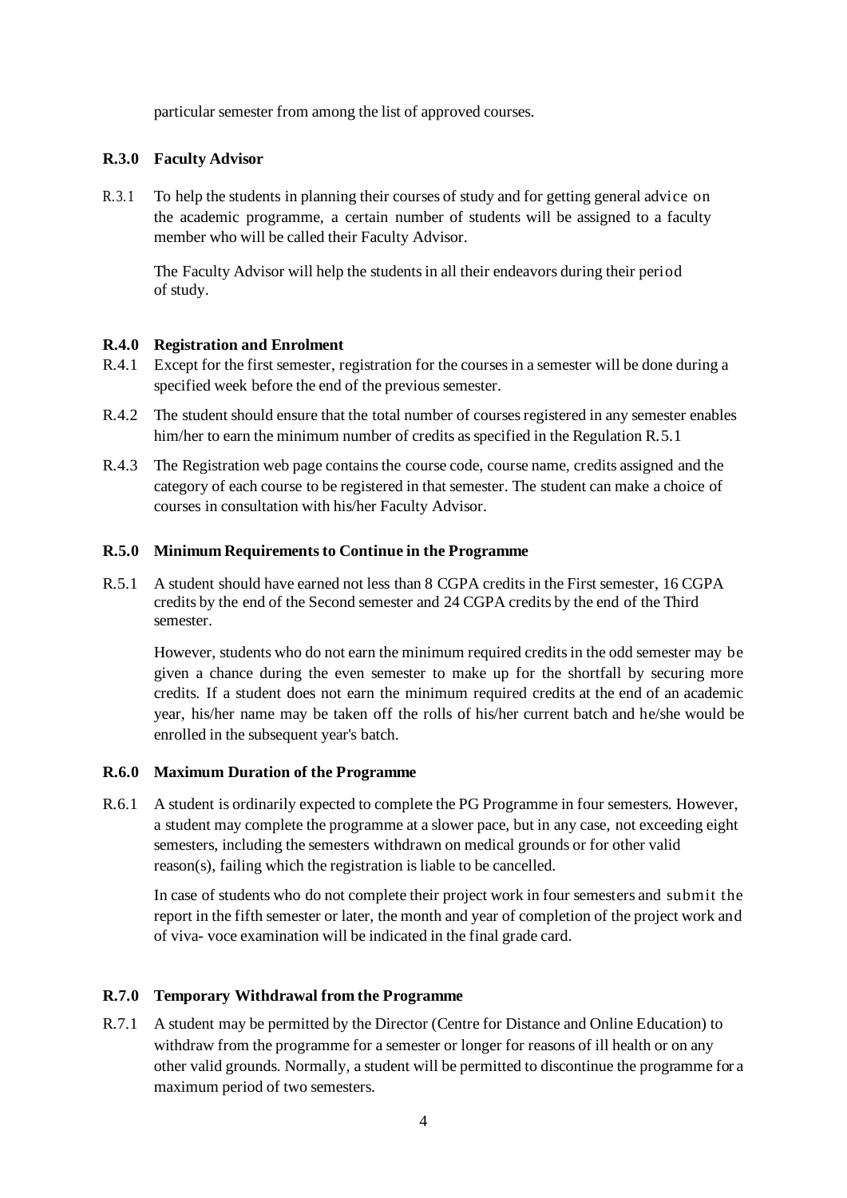particular semester from among the list of approved courses.

**R.3.0 Faculty Advisor**

R.3.1 To help the students in planning their courses of study and for getting general advice on the academic programme, a certain number of students will be assigned to a faculty member who will be called their Faculty Advisor.

The Faculty Advisor will help the students in all their endeavors during their period of study.

**R.4.0 Registration and Enrolment**

R.4.1 Except for the first semester, registration for the courses in a semester will be done during a specified week before the end of the previous semester.

R.4.2 The student should ensure that the total number of courses registered in any semester enables him/her to earn the minimum number of credits as specified in the Regulation R.5.1

R.4.3 The Registration web page contains the course code, course name, credits assigned and the category of each course to be registered in that semester. The student can make a choice of courses in consultation with his/her Faculty Advisor.

**R.5.0 Minimum Requirements to Continue in the Programme**

R.5.1 A student should have earned not less than 8 CGPA credits in the First semester, 16 CGPA credits by the end of the Second semester and 24 CGPA credits by the end of the Third semester.

However, students who do not earn the minimum required credits in the odd semester may be given a chance during the even semester to make up for the shortfall by securing more credits. If a student does not earn the minimum required credits at the end of an academic year, his/her name may be taken off the rolls of his/her current batch and he/she would be enrolled in the subsequent year's batch.

**R.6.0 Maximum Duration of the Programme**

R.6.1 A student is ordinarily expected to complete the PG Programme in four semesters. However, a student may complete the programme at a slower pace, but in any case, not exceeding eight semesters, including the semesters withdrawn on medical grounds or for other valid reason(s), failing which the registration is liable to be cancelled.

In case of students who do not complete their project work in four semesters and submit the report in the fifth semester or later, the month and year of completion of the project work and of viva- voce examination will be indicated in the final grade card.

**R.7.0 Temporary Withdrawal from the Programme**

R.7.1 A student may be permitted by the Director (Centre for Distance and Online Education) to withdraw from the programme for a semester or longer for reasons of ill health or on any other valid grounds. Normally, a student will be permitted to discontinue the programme for a maximum period of two semesters.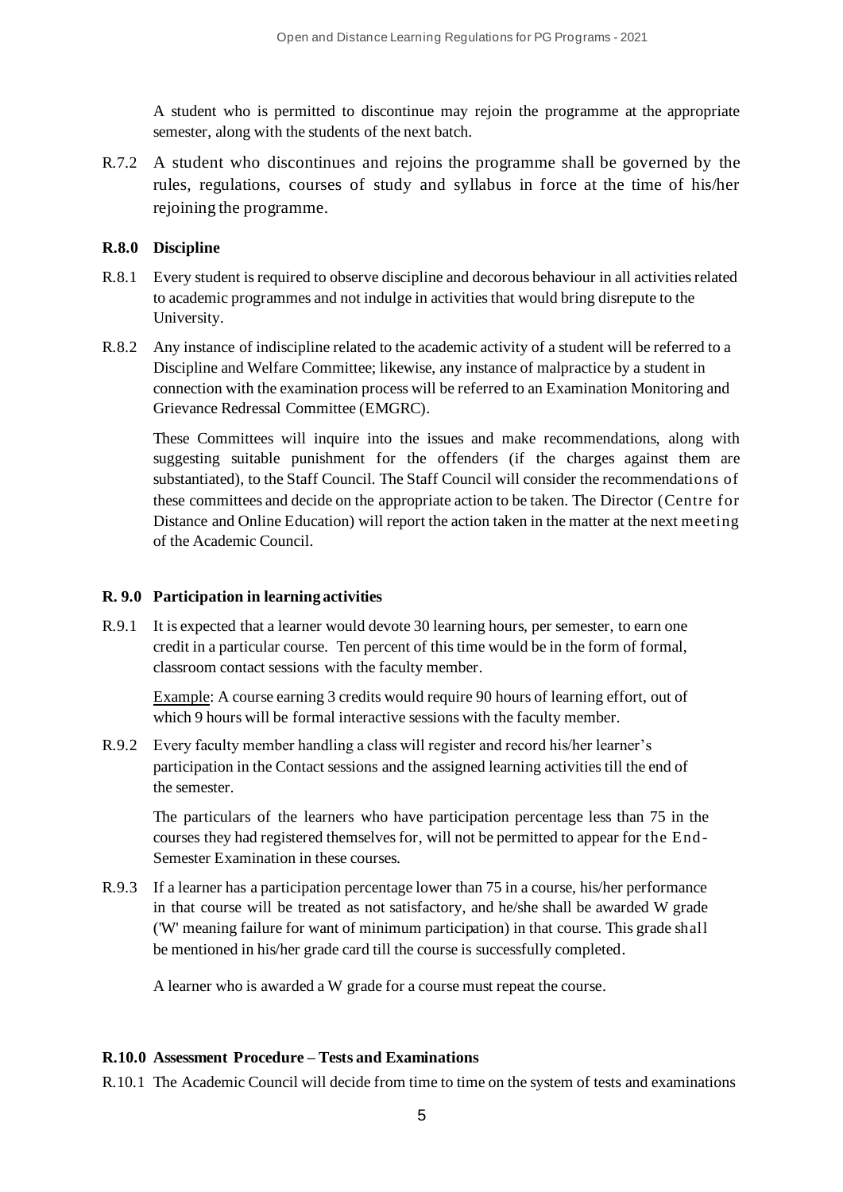A student who is permitted to discontinue may rejoin the programme at the appropriate semester, along with the students of the next batch.

R.7.2 A student who discontinues and rejoins the programme shall be governed by the rules, regulations, courses of study and syllabus in force at the time of his/her rejoining the programme.

**R.8.0 Discipline**

R.8.1 Every student is required to observe discipline and decorous behaviour in all activities related to academic programmes and not indulge in activities that would bring disrepute to the University.

R.8.2 Any instance of indiscipline related to the academic activity of a student will be referred to a Discipline and Welfare Committee; likewise, any instance of malpractice by a student in connection with the examination process will be referred to an Examination Monitoring and Grievance Redressal Committee (EMGRC).

These Committees will inquire into the issues and make recommendations, along with suggesting suitable punishment for the offenders (if the charges against them are substantiated), to the Staff Council. The Staff Council will consider the recommendations of these committees and decide on the appropriate action to be taken. The Director (Centre for Distance and Online Education) will report the action taken in the matter at the next meeting of the Academic Council.

**R. 9.0 Participation in learning activities**

R.9.1 It is expected that a learner would devote 30 learning hours, per semester, to earn one credit in a particular course. Ten percent of this time would be in the form of formal, classroom contact sessions with the faculty member.

Example: A course earning 3 credits would require 90 hours of learning effort, out of which 9 hours will be formal interactive sessions with the faculty member.

R.9.2 Every faculty member handling a class will register and record his/her learner's participation in the Contact sessions and the assigned learning activities till the end of the semester.

The particulars of the learners who have participation percentage less than 75 in the courses they had registered themselves for, will not be permitted to appear for the End-Semester Examination in these courses.

R.9.3 If a learner has a participation percentage lower than 75 in a course, his/her performance in that course will be treated as not satisfactory, and he/she shall be awarded W grade ('W' meaning failure for want of minimum participation) in that course. This grade shall be mentioned in his/her grade card till the course is successfully completed.

A learner who is awarded a W grade for a course must repeat the course.

**R.10.0 Assessment Procedure – Tests and Examinations**

R.10.1 The Academic Council will decide from time to time on the system of tests and examinations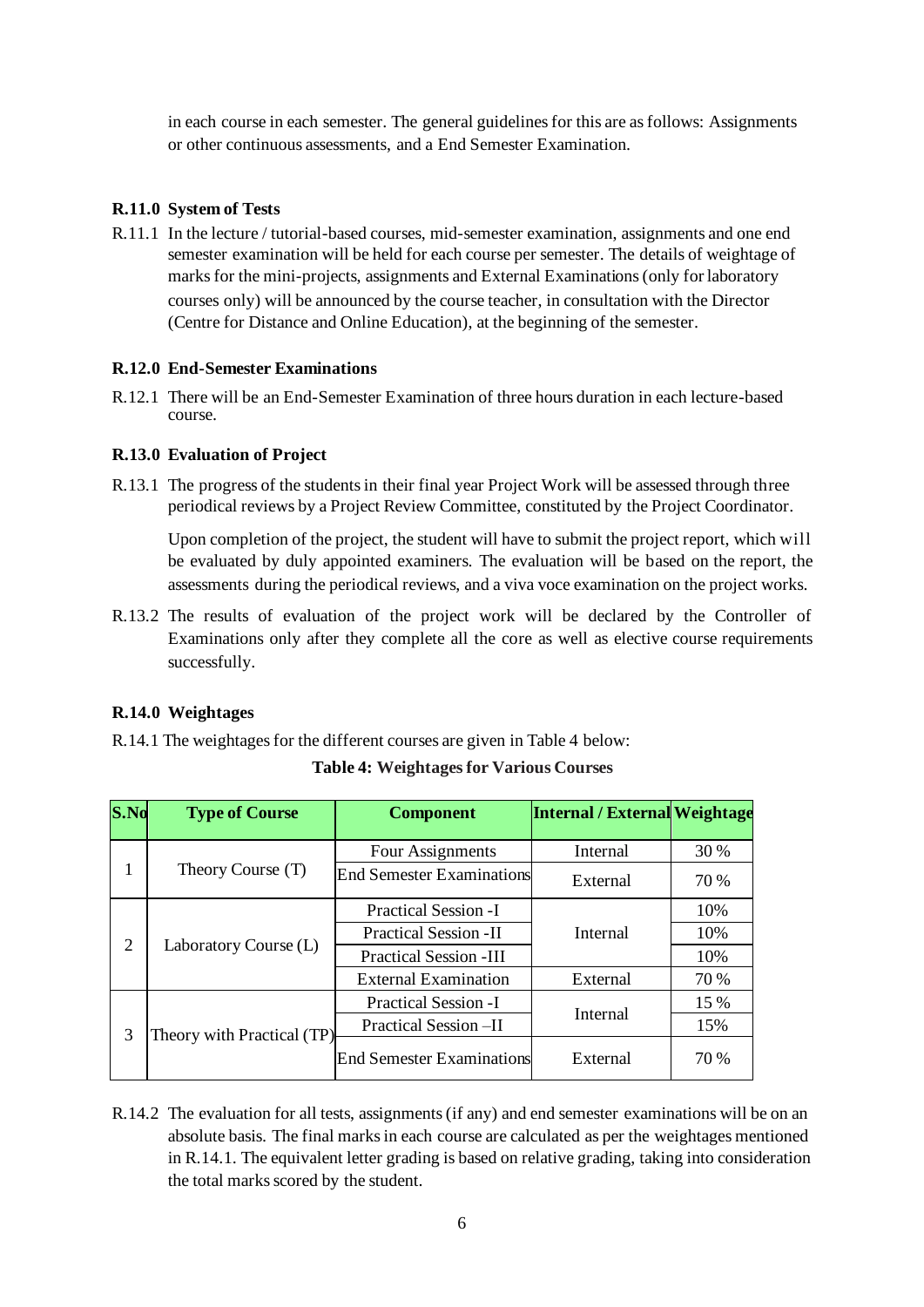in each course in each semester. The general guidelines for this are as follows: Assignments or other continuous assessments, and a End Semester Examination.

**R.11.0 System of Tests**

R.11.1 In the lecture / tutorial-based courses, mid-semester examination, assignments and one end semester examination will be held for each course per semester. The details of weightage of marks for the mini-projects, assignments and External Examinations (only for laboratory courses only) will be announced by the course teacher, in consultation with the Director (Centre for Distance and Online Education), at the beginning of the semester.

**R.12.0 End-Semester Examinations**

R.12.1 There will be an End-Semester Examination of three hours duration in each lecture-based course.

**R.13.0 Evaluation of Project**

R.13.1 The progress of the students in their final year Project Work will be assessed through three periodical reviews by a Project Review Committee, constituted by the Project Coordinator.

Upon completion of the project, the student will have to submit the project report, which will be evaluated by duly appointed examiners. The evaluation will be based on the report, the assessments during the periodical reviews, and a viva voce examination on the project works.

R.13.2 The results of evaluation of the project work will be declared by the Controller of Examinations only after they complete all the core as well as elective course requirements successfully.

**R.14.0 Weightages**

R.14.1 The weightages for the different courses are given in Table 4 below:

**Table 4: Weightages for Various Courses**

| S.No | Type of Course | Component | Internal / External | Weightage |
|---|---|---|---|---|
| 1 | Theory Course (T) | Four Assignments | Internal | 30 % |
| | | End Semester Examinations | External | 70 % |
| 2 | Laboratory Course (L) | Practical Session -I | Internal | 10% |
| | | Practical Session -II | | 10% |
| | | Practical Session -III | | 10% |
| | | External Examination | External | 70 % |
| 3 | Theory with Practical (TP) | Practical Session -I | Internal | 15 % |
| | | Practical Session –II | | 15% |
| | | End Semester Examinations | External | 70 % |

R.14.2 The evaluation for all tests, assignments (if any) and end semester examinations will be on an absolute basis. The final marks in each course are calculated as per the weightages mentioned in R.14.1. The equivalent letter grading is based on relative grading, taking into consideration the total marks scored by the student.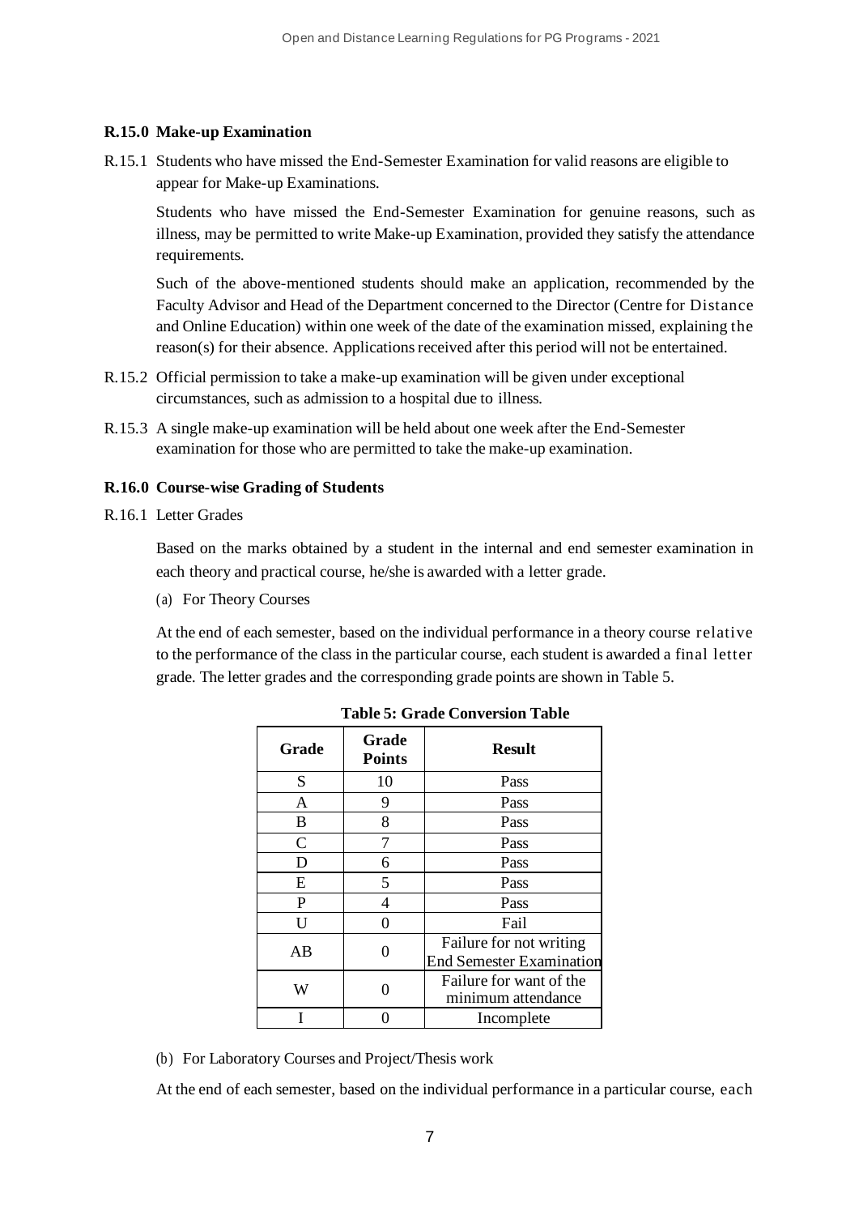### R.15.0 Make-up Examination

R.15.1 Students who have missed the End-Semester Examination for valid reasons are eligible to appear for Make-up Examinations.

Students who have missed the End-Semester Examination for genuine reasons, such as illness, may be permitted to write Make-up Examination, provided they satisfy the attendance requirements.

Such of the above-mentioned students should make an application, recommended by the Faculty Advisor and Head of the Department concerned to the Director (Centre for Distance and Online Education) within one week of the date of the examination missed, explaining the reason(s) for their absence. Applications received after this period will not be entertained.

R.15.2 Official permission to take a make-up examination will be given under exceptional circumstances, such as admission to a hospital due to illness.

R.15.3 A single make-up examination will be held about one week after the End-Semester examination for those who are permitted to take the make-up examination.

### R.16.0 Course-wise Grading of Students

R.16.1 Letter Grades

Based on the marks obtained by a student in the internal and end semester examination in each theory and practical course, he/she is awarded with a letter grade.

(a) For Theory Courses

At the end of each semester, based on the individual performance in a theory course relative to the performance of the class in the particular course, each student is awarded a final letter grade. The letter grades and the corresponding grade points are shown in Table 5.

**Table 5: Grade Conversion Table**

| Grade | Grade Points | Result |
|---|---|---|
| S | 10 | Pass |
| A | 9 | Pass |
| B | 8 | Pass |
| C | 7 | Pass |
| D | 6 | Pass |
| E | 5 | Pass |
| P | 4 | Pass |
| U | 0 | Fail |
| AB | 0 | Failure for not writing End Semester Examination |
| W | 0 | Failure for want of the minimum attendance |
| I | 0 | Incomplete |

(b) For Laboratory Courses and Project/Thesis work

At the end of each semester, based on the individual performance in a particular course, each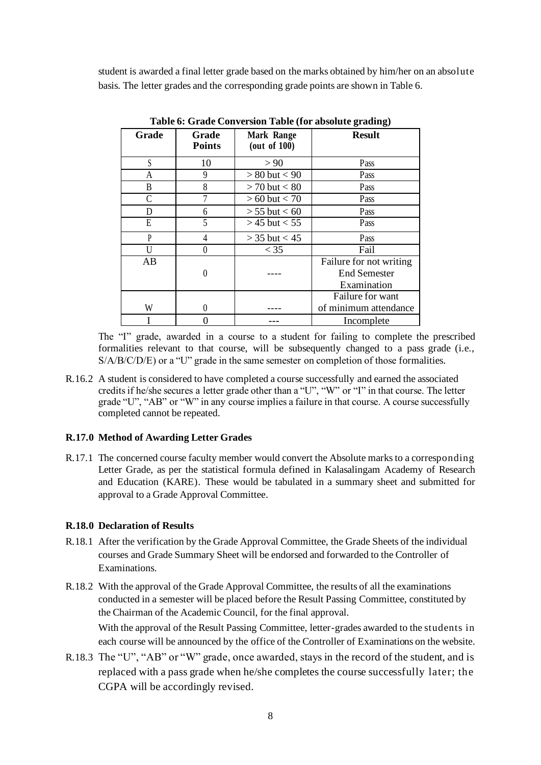student is awarded a final letter grade based on the marks obtained by him/her on an absolute basis. The letter grades and the corresponding grade points are shown in Table 6.

**Table 6: Grade Conversion Table (for absolute grading)**

| Grade | Grade Points | Mark Range (out of 100) | Result |
|---|---|---|---|
| S | 10 | > 90 | Pass |
| A | 9 | > 80 but < 90 | Pass |
| B | 8 | > 70 but < 80 | Pass |
| C | 7 | > 60 but < 70 | Pass |
| D | 6 | > 55 but < 60 | Pass |
| E | 5 | > 45 but < 55 | Pass |
| P | 4 | > 35 but < 45 | Pass |
| U | 0 | < 35 | Fail |
| AB | 0 | ---- | Failure for not writing End Semester Examination |
| W | 0 | ---- | Failure for want of minimum attendance |
| I | 0 | --- | Incomplete |

The "I" grade, awarded in a course to a student for failing to complete the prescribed formalities relevant to that course, will be subsequently changed to a pass grade (i.e., S/A/B/C/D/E) or a "U" grade in the same semester on completion of those formalities.

R.16.2 A student is considered to have completed a course successfully and earned the associated credits if he/she secures a letter grade other than a "U", "W" or "I" in that course. The letter grade "U", "AB" or "W" in any course implies a failure in that course. A course successfully completed cannot be repeated.

**R.17.0 Method of Awarding Letter Grades**

R.17.1 The concerned course faculty member would convert the Absolute marks to a corresponding Letter Grade, as per the statistical formula defined in Kalasalingam Academy of Research and Education (KARE). These would be tabulated in a summary sheet and submitted for approval to a Grade Approval Committee.

**R.18.0 Declaration of Results**

R.18.1 After the verification by the Grade Approval Committee, the Grade Sheets of the individual courses and Grade Summary Sheet will be endorsed and forwarded to the Controller of Examinations.

R.18.2 With the approval of the Grade Approval Committee, the results of all the examinations conducted in a semester will be placed before the Result Passing Committee, constituted by the Chairman of the Academic Council, for the final approval.

With the approval of the Result Passing Committee, letter-grades awarded to the students in each course will be announced by the office of the Controller of Examinations on the website.

R.18.3 The "U", "AB" or "W" grade, once awarded, stays in the record of the student, and is replaced with a pass grade when he/she completes the course successfully later; the CGPA will be accordingly revised.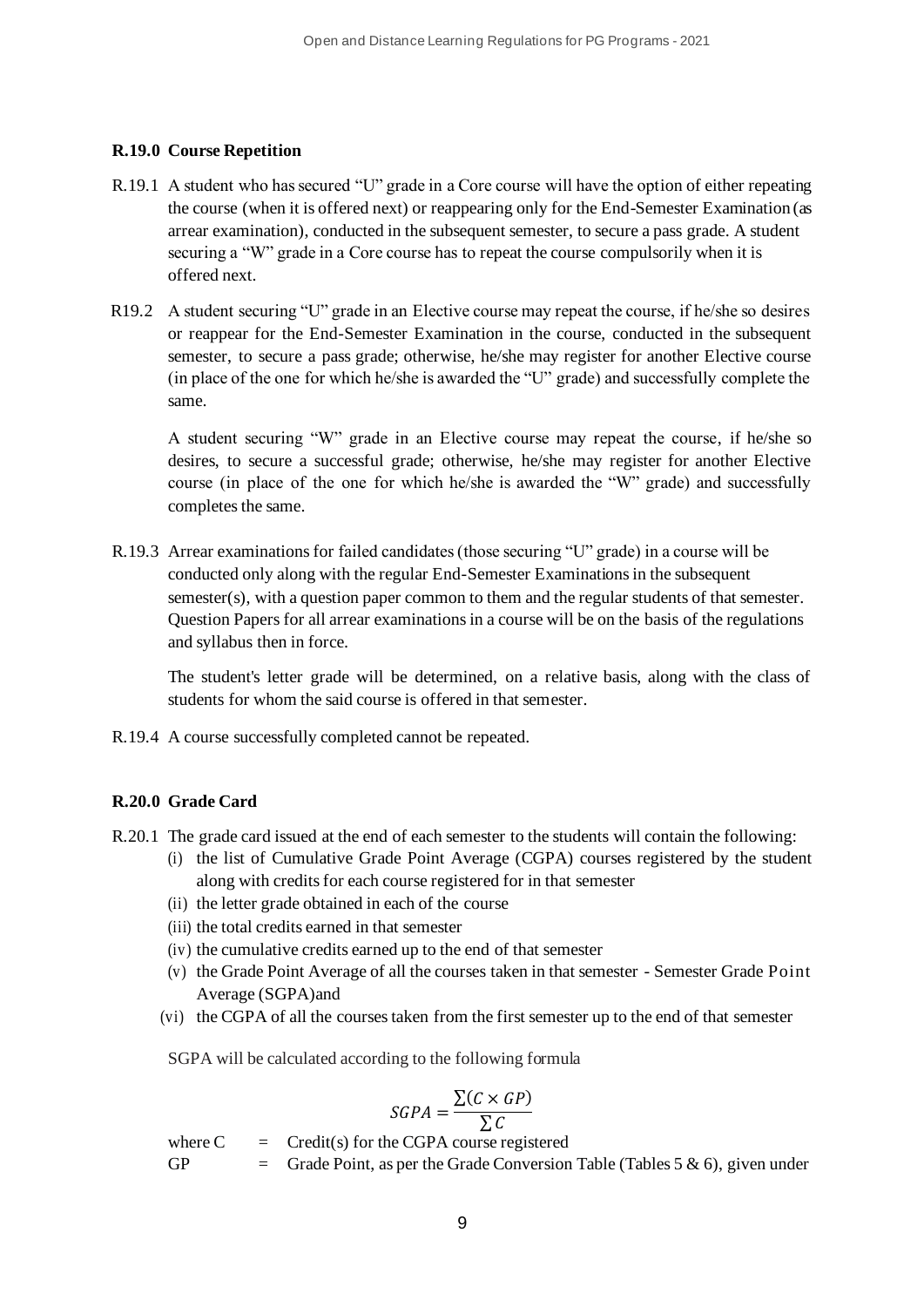## R.19.0 Course Repetition

R.19.1 A student who has secured "U" grade in a Core course will have the option of either repeating the course (when it is offered next) or reappearing only for the End-Semester Examination (as arrear examination), conducted in the subsequent semester, to secure a pass grade. A student securing a "W" grade in a Core course has to repeat the course compulsorily when it is offered next.

R19.2 A student securing "U" grade in an Elective course may repeat the course, if he/she so desires or reappear for the End-Semester Examination in the course, conducted in the subsequent semester, to secure a pass grade; otherwise, he/she may register for another Elective course (in place of the one for which he/she is awarded the "U" grade) and successfully complete the same.

A student securing "W" grade in an Elective course may repeat the course, if he/she so desires, to secure a successful grade; otherwise, he/she may register for another Elective course (in place of the one for which he/she is awarded the "W" grade) and successfully completes the same.

R.19.3 Arrear examinations for failed candidates (those securing "U" grade) in a course will be conducted only along with the regular End-Semester Examinations in the subsequent semester(s), with a question paper common to them and the regular students of that semester. Question Papers for all arrear examinations in a course will be on the basis of the regulations and syllabus then in force.

The student's letter grade will be determined, on a relative basis, along with the class of students for whom the said course is offered in that semester.

R.19.4 A course successfully completed cannot be repeated.

## R.20.0 Grade Card

R.20.1 The grade card issued at the end of each semester to the students will contain the following:

(i) the list of Cumulative Grade Point Average (CGPA) courses registered by the student along with credits for each course registered for in that semester
(ii) the letter grade obtained in each of the course
(iii) the total credits earned in that semester
(iv) the cumulative credits earned up to the end of that semester
(v) the Grade Point Average of all the courses taken in that semester - Semester Grade Point Average (SGPA)and
(vi) the CGPA of all the courses taken from the first semester up to the end of that semester

SGPA will be calculated according to the following formula

$$SGPA = \frac{\sum(C \times GP)}{\sum C}$$

where C = Credit(s) for the CGPA course registered

GP = Grade Point, as per the Grade Conversion Table (Tables 5 & 6), given under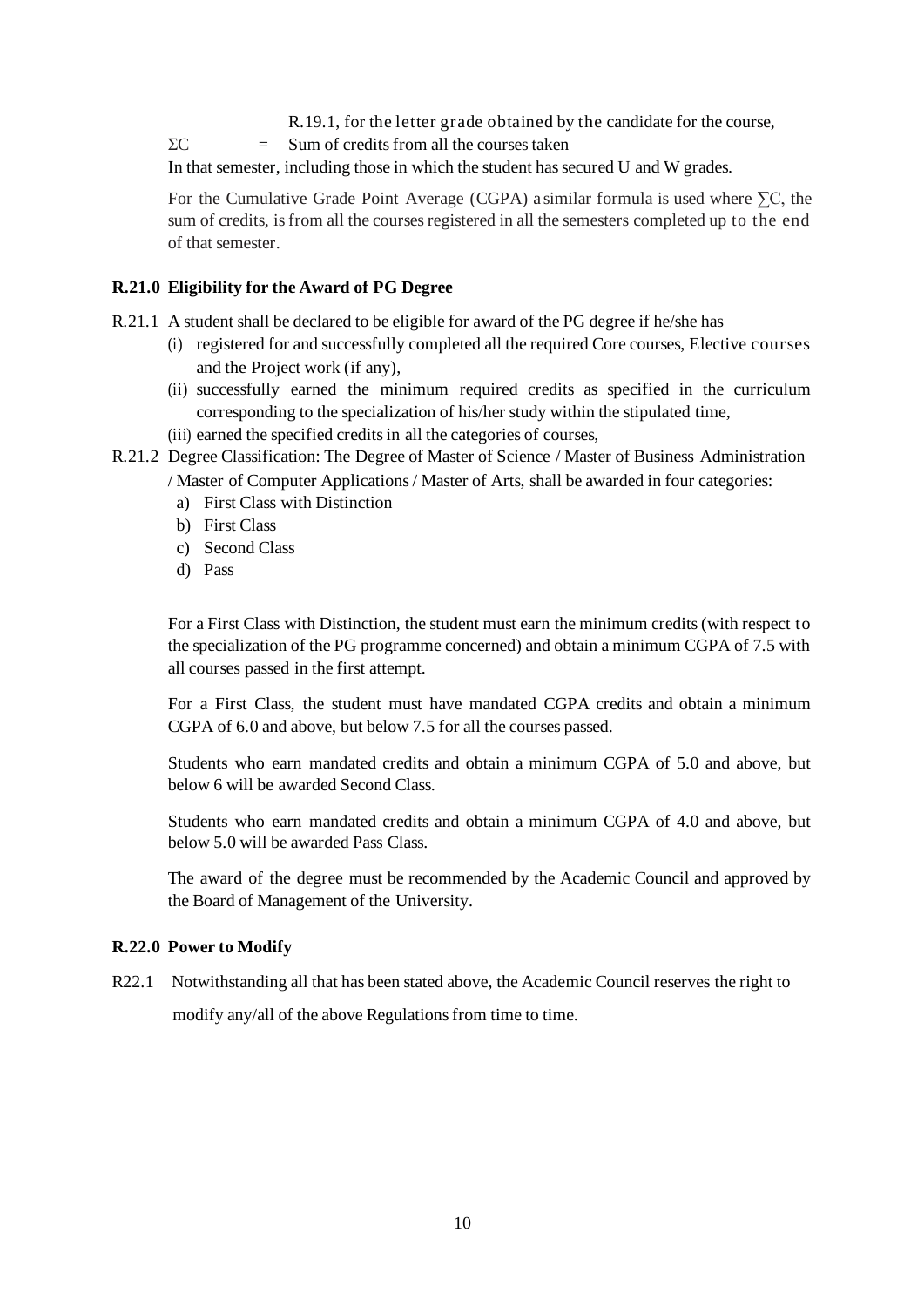R.19.1, for the letter grade obtained by the candidate for the course,

$\Sigma C$ = Sum of credits from all the courses taken

In that semester, including those in which the student has secured U and W grades.

For the Cumulative Grade Point Average (CGPA) a similar formula is used where $\sum C$, the sum of credits, is from all the courses registered in all the semesters completed up to the end of that semester.

**R.21.0 Eligibility for the Award of PG Degree**

R.21.1 A student shall be declared to be eligible for award of the PG degree if he/she has

- (i) registered for and successfully completed all the required Core courses, Elective courses and the Project work (if any),
- (ii) successfully earned the minimum required credits as specified in the curriculum corresponding to the specialization of his/her study within the stipulated time,
- (iii) earned the specified credits in all the categories of courses,

R.21.2 Degree Classification: The Degree of Master of Science / Master of Business Administration / Master of Computer Applications / Master of Arts, shall be awarded in four categories:

- a) First Class with Distinction
- b) First Class
- c) Second Class
- d) Pass

For a First Class with Distinction, the student must earn the minimum credits (with respect to the specialization of the PG programme concerned) and obtain a minimum CGPA of 7.5 with all courses passed in the first attempt.

For a First Class, the student must have mandated CGPA credits and obtain a minimum CGPA of 6.0 and above, but below 7.5 for all the courses passed.

Students who earn mandated credits and obtain a minimum CGPA of 5.0 and above, but below 6 will be awarded Second Class.

Students who earn mandated credits and obtain a minimum CGPA of 4.0 and above, but below 5.0 will be awarded Pass Class.

The award of the degree must be recommended by the Academic Council and approved by the Board of Management of the University.

**R.22.0 Power to Modify**

R22.1 Notwithstanding all that has been stated above, the Academic Council reserves the right to modify any/all of the above Regulations from time to time.